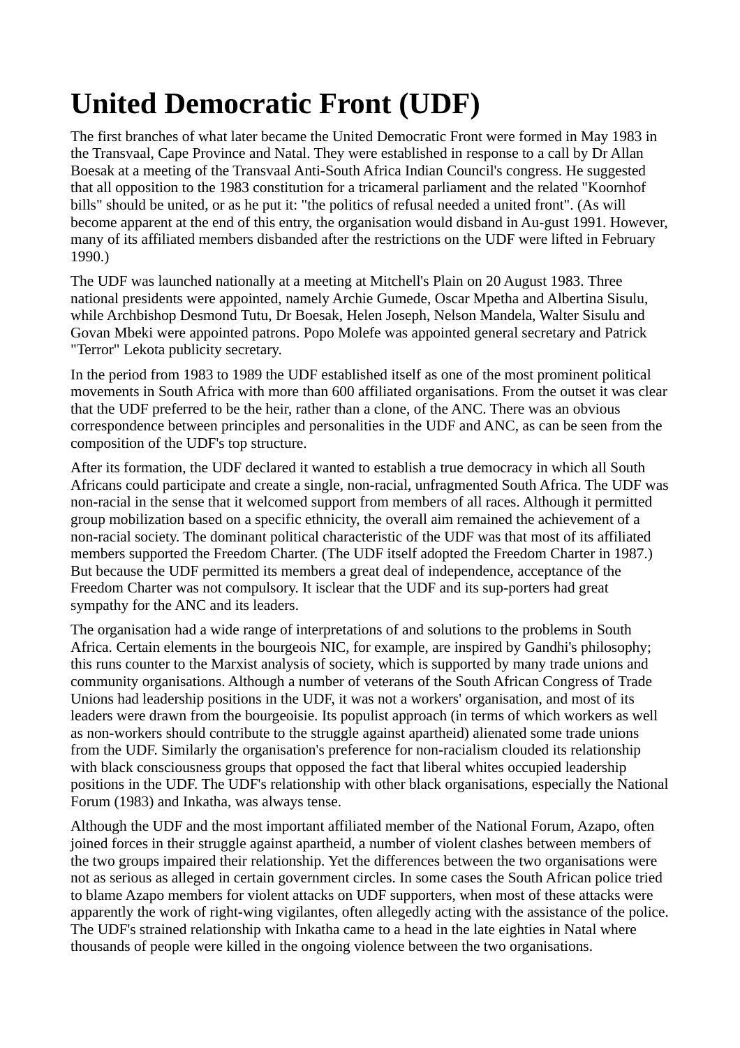# United Democratic Front (UDF)

The first branches of what later became the United Democratic Front were formed in May 1983 in the Transvaal, Cape Province and Natal. They were established in response to a call by Dr Allan Boesak at a meeting of the Transvaal Anti-South Africa Indian Council's congress. He suggested that all opposition to the 1983 constitution for a tricameral parliament and the related "Koornhof bills" should be united, or as he put it: "the politics of refusal needed a united front". (As will become apparent at the end of this entry, the organisation would disband in Au-gust 1991. However, many of its affiliated members disbanded after the restrictions on the UDF were lifted in February 1990.)

The UDF was launched nationally at a meeting at Mitchell's Plain on 20 August 1983. Three national presidents were appointed, namely Archie Gumede, Oscar Mpetha and Albertina Sisulu, while Archbishop Desmond Tutu, Dr Boesak, Helen Joseph, Nelson Mandela, Walter Sisulu and Govan Mbeki were appointed patrons. Popo Molefe was appointed general secretary and Patrick "Terror" Lekota publicity secretary.

In the period from 1983 to 1989 the UDF established itself as one of the most prominent political movements in South Africa with more than 600 affiliated organisations. From the outset it was clear that the UDF preferred to be the heir, rather than a clone, of the ANC. There was an obvious correspondence between principles and personalities in the UDF and ANC, as can be seen from the composition of the UDF's top structure.

After its formation, the UDF declared it wanted to establish a true democracy in which all South Africans could participate and create a single, non-racial, unfragmented South Africa. The UDF was non-racial in the sense that it welcomed support from members of all races. Although it permitted group mobilization based on a specific ethnicity, the overall aim remained the achievement of a non-racial society. The dominant political characteristic of the UDF was that most of its affiliated members supported the Freedom Charter. (The UDF itself adopted the Freedom Charter in 1987.) But because the UDF permitted its members a great deal of independence, acceptance of the Freedom Charter was not compulsory. It isclear that the UDF and its sup-porters had great sympathy for the ANC and its leaders.

The organisation had a wide range of interpretations of and solutions to the problems in South Africa. Certain elements in the bourgeois NIC, for example, are inspired by Gandhi's philosophy; this runs counter to the Marxist analysis of society, which is supported by many trade unions and community organisations. Although a number of veterans of the South African Congress of Trade Unions had leadership positions in the UDF, it was not a workers' organisation, and most of its leaders were drawn from the bourgeoisie. Its populist approach (in terms of which workers as well as non-workers should contribute to the struggle against apartheid) alienated some trade unions from the UDF. Similarly the organisation's preference for non-racialism clouded its relationship with black consciousness groups that opposed the fact that liberal whites occupied leadership positions in the UDF. The UDF's relationship with other black organisations, especially the National Forum (1983) and Inkatha, was always tense.

Although the UDF and the most important affiliated member of the National Forum, Azapo, often joined forces in their struggle against apartheid, a number of violent clashes between members of the two groups impaired their relationship. Yet the differences between the two organisations were not as serious as alleged in certain government circles. In some cases the South African police tried to blame Azapo members for violent attacks on UDF supporters, when most of these attacks were apparently the work of right-wing vigilantes, often allegedly acting with the assistance of the police. The UDF's strained relationship with Inkatha came to a head in the late eighties in Natal where thousands of people were killed in the ongoing violence between the two organisations.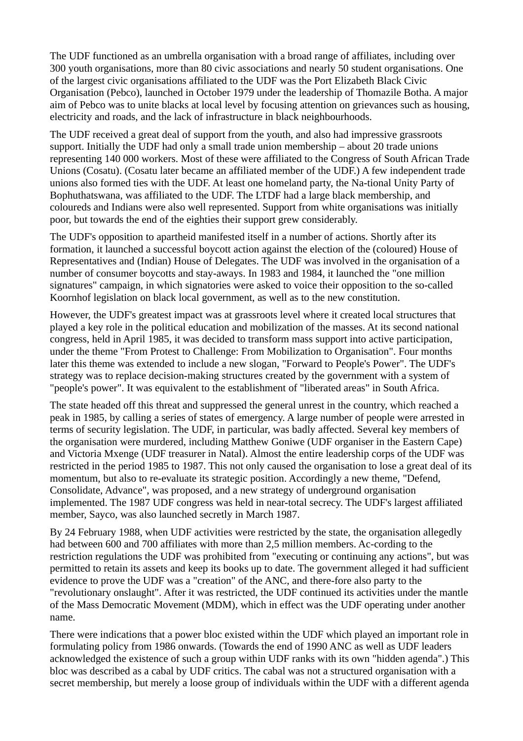The UDF functioned as an umbrella organisation with a broad range of affiliates, including over 300 youth organisations, more than 80 civic associations and nearly 50 student organisations. One of the largest civic organisations affiliated to the UDF was the Port Elizabeth Black Civic Organisation (Pebco), launched in October 1979 under the leadership of Thomazile Botha. A major aim of Pebco was to unite blacks at local level by focusing attention on grievances such as housing, electricity and roads, and the lack of infrastructure in black neighbourhoods.

The UDF received a great deal of support from the youth, and also had impressive grassroots support. Initially the UDF had only a small trade union membership – about 20 trade unions representing 140 000 workers. Most of these were affiliated to the Congress of South African Trade Unions (Cosatu). (Cosatu later became an affiliated member of the UDF.) A few independent trade unions also formed ties with the UDF. At least one homeland party, the Na-tional Unity Party of Bophuthatswana, was affiliated to the UDF. The LTDF had a large black membership, and coloureds and Indians were also well represented. Support from white organisations was initially poor, but towards the end of the eighties their support grew considerably.

The UDF's opposition to apartheid manifested itself in a number of actions. Shortly after its formation, it launched a successful boycott action against the election of the (coloured) House of Representatives and (Indian) House of Delegates. The UDF was involved in the organisation of a number of consumer boycotts and stay-aways. In 1983 and 1984, it launched the "one million signatures" campaign, in which signatories were asked to voice their opposition to the so-called Koornhof legislation on black local government, as well as to the new constitution.

However, the UDF's greatest impact was at grassroots level where it created local structures that played a key role in the political education and mobilization of the masses. At its second national congress, held in April 1985, it was decided to transform mass support into active participation, under the theme "From Protest to Challenge: From Mobilization to Organisation". Four months later this theme was extended to include a new slogan, "Forward to People's Power". The UDF's strategy was to replace decision-making structures created by the government with a system of "people's power". It was equivalent to the establishment of "liberated areas" in South Africa.

The state headed off this threat and suppressed the general unrest in the country, which reached a peak in 1985, by calling a series of states of emergency. A large number of people were arrested in terms of security legislation. The UDF, in particular, was badly affected. Several key members of the organisation were murdered, including Matthew Goniwe (UDF organiser in the Eastern Cape) and Victoria Mxenge (UDF treasurer in Natal). Almost the entire leadership corps of the UDF was restricted in the period 1985 to 1987. This not only caused the organisation to lose a great deal of its momentum, but also to re-evaluate its strategic position. Accordingly a new theme, "Defend, Consolidate, Advance", was proposed, and a new strategy of underground organisation implemented. The 1987 UDF congress was held in near-total secrecy. The UDF's largest affiliated member, Sayco, was also launched secretly in March 1987.

By 24 February 1988, when UDF activities were restricted by the state, the organisation allegedly had between 600 and 700 affiliates with more than 2,5 million members. Ac-cording to the restriction regulations the UDF was prohibited from "executing or continuing any actions", but was permitted to retain its assets and keep its books up to date. The government alleged it had sufficient evidence to prove the UDF was a "creation" of the ANC, and there-fore also party to the "revolutionary onslaught". After it was restricted, the UDF continued its activities under the mantle of the Mass Democratic Movement (MDM), which in effect was the UDF operating under another name.

There were indications that a power bloc existed within the UDF which played an important role in formulating policy from 1986 onwards. (Towards the end of 1990 ANC as well as UDF leaders acknowledged the existence of such a group within UDF ranks with its own "hidden agenda".) This bloc was described as a cabal by UDF critics. The cabal was not a structured organisation with a secret membership, but merely a loose group of individuals within the UDF with a different agenda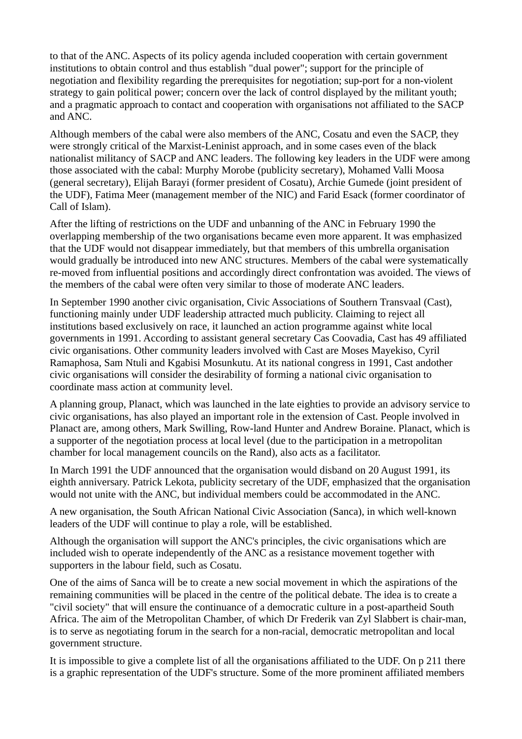to that of the ANC. Aspects of its policy agenda included cooperation with certain government institutions to obtain control and thus establish "dual power"; support for the principle of negotiation and flexibility regarding the prerequisites for negotiation; sup-port for a non-violent strategy to gain political power; concern over the lack of control displayed by the militant youth; and a pragmatic approach to contact and cooperation with organisations not affiliated to the SACP and ANC.

Although members of the cabal were also members of the ANC, Cosatu and even the SACP, they were strongly critical of the Marxist-Leninist approach, and in some cases even of the black nationalist militancy of SACP and ANC leaders. The following key leaders in the UDF were among those associated with the cabal: Murphy Morobe (publicity secretary), Mohamed Valli Moosa (general secretary), Elijah Barayi (former president of Cosatu), Archie Gumede (joint president of the UDF), Fatima Meer (management member of the NIC) and Farid Esack (former coordinator of Call of Islam).

After the lifting of restrictions on the UDF and unbanning of the ANC in February 1990 the overlapping membership of the two organisations became even more apparent. It was emphasized that the UDF would not disappear immediately, but that members of this umbrella organisation would gradually be introduced into new ANC structures. Members of the cabal were systematically re-moved from influential positions and accordingly direct confrontation was avoided. The views of the members of the cabal were often very similar to those of moderate ANC leaders.

In September 1990 another civic organisation, Civic Associations of Southern Transvaal (Cast), functioning mainly under UDF leadership attracted much publicity. Claiming to reject all institutions based exclusively on race, it launched an action programme against white local governments in 1991. According to assistant general secretary Cas Coovadia, Cast has 49 affiliated civic organisations. Other community leaders involved with Cast are Moses Mayekiso, Cyril Ramaphosa, Sam Ntuli and Kgabisi Mosunkutu. At its national congress in 1991, Cast andother civic organisations will consider the desirability of forming a national civic organisation to coordinate mass action at community level.

A planning group, Planact, which was launched in the late eighties to provide an advisory service to civic organisations, has also played an important role in the extension of Cast. People involved in Planact are, among others, Mark Swilling, Row-land Hunter and Andrew Boraine. Planact, which is a supporter of the negotiation process at local level (due to the participation in a metropolitan chamber for local management councils on the Rand), also acts as a facilitator.

In March 1991 the UDF announced that the organisation would disband on 20 August 1991, its eighth anniversary. Patrick Lekota, publicity secretary of the UDF, emphasized that the organisation would not unite with the ANC, but individual members could be accommodated in the ANC.

A new organisation, the South African National Civic Association (Sanca), in which well-known leaders of the UDF will continue to play a role, will be established.

Although the organisation will support the ANC's principles, the civic organisations which are included wish to operate independently of the ANC as a resistance movement together with supporters in the labour field, such as Cosatu.

One of the aims of Sanca will be to create a new social movement in which the aspirations of the remaining communities will be placed in the centre of the political debate. The idea is to create a "civil society" that will ensure the continuance of a democratic culture in a post-apartheid South Africa. The aim of the Metropolitan Chamber, of which Dr Frederik van Zyl Slabbert is chair-man, is to serve as negotiating forum in the search for a non-racial, democratic metropolitan and local government structure.

It is impossible to give a complete list of all the organisations affiliated to the UDF. On p 211 there is a graphic representation of the UDF's structure. Some of the more prominent affiliated members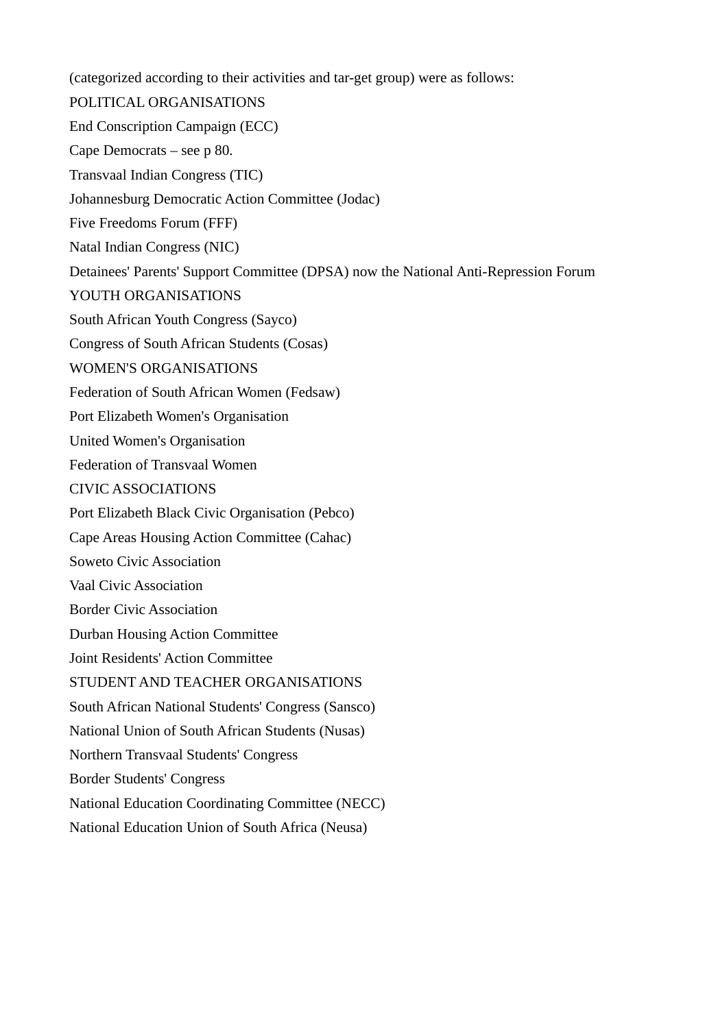(categorized according to their activities and tar-get group) were as follows:

POLITICAL ORGANISATIONS

End Conscription Campaign (ECC)

Cape Democrats – see p 80.

Transvaal Indian Congress (TIC)

Johannesburg Democratic Action Committee (Jodac)

Five Freedoms Forum (FFF)

Natal Indian Congress (NIC)

Detainees' Parents' Support Committee (DPSA) now the National Anti-Repression Forum

YOUTH ORGANISATIONS

South African Youth Congress (Sayco)

Congress of South African Students (Cosas)

WOMEN'S ORGANISATIONS

Federation of South African Women (Fedsaw)

Port Elizabeth Women's Organisation

United Women's Organisation

Federation of Transvaal Women

CIVIC ASSOCIATIONS

Port Elizabeth Black Civic Organisation (Pebco)

Cape Areas Housing Action Committee (Cahac)

Soweto Civic Association

Vaal Civic Association

Border Civic Association

Durban Housing Action Committee

Joint Residents' Action Committee

STUDENT AND TEACHER ORGANISATIONS

South African National Students' Congress (Sansco)

National Union of South African Students (Nusas)

Northern Transvaal Students' Congress

Border Students' Congress

National Education Coordinating Committee (NECC)

National Education Union of South Africa (Neusa)